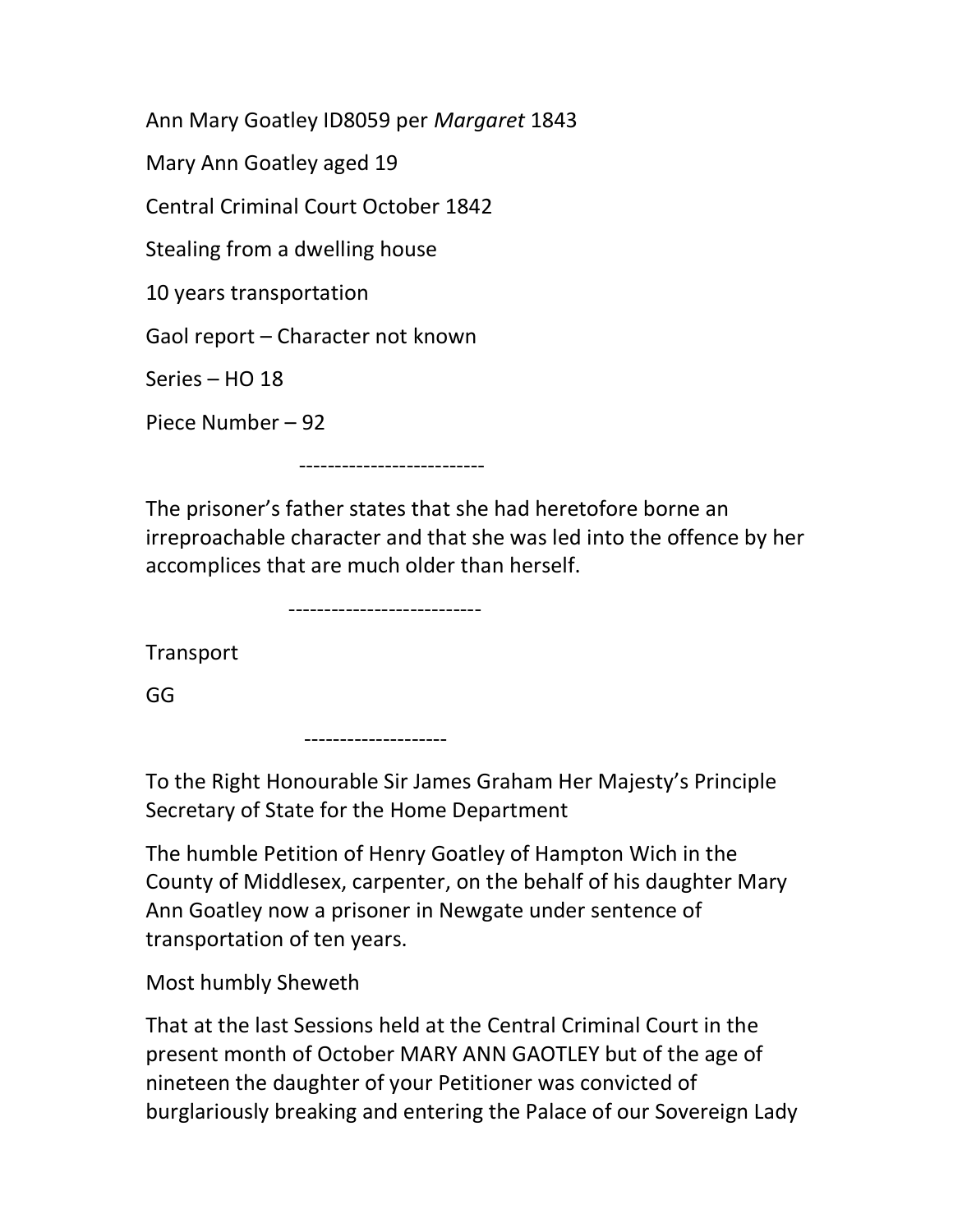Ann Mary Goatley ID8059 per *Margaret* 1843

Mary Ann Goatley aged 19

Central Criminal Court October 1842

Stealing from a dwelling house

10 years transportation

Gaol report – Character not known

Series – HO 18

Piece Number – 92

--------------------------

The prisoner's father states that she had heretofore borne an irreproachable character and that she was led into the offence by her accomplices that are much older than herself.

---------------------------

Transport

GG

--------------------

To the Right Honourable Sir James Graham Her Majesty's Principle Secretary of State for the Home Department

The humble Petition of Henry Goatley of Hampton Wich in the County of Middlesex, carpenter, on the behalf of his daughter Mary Ann Goatley now a prisoner in Newgate under sentence of transportation of ten years.

Most humbly Sheweth

That at the last Sessions held at the Central Criminal Court in the present month of October MARY ANN GAOTLEY but of the age of nineteen the daughter of your Petitioner was convicted of burglariously breaking and entering the Palace of our Sovereign Lady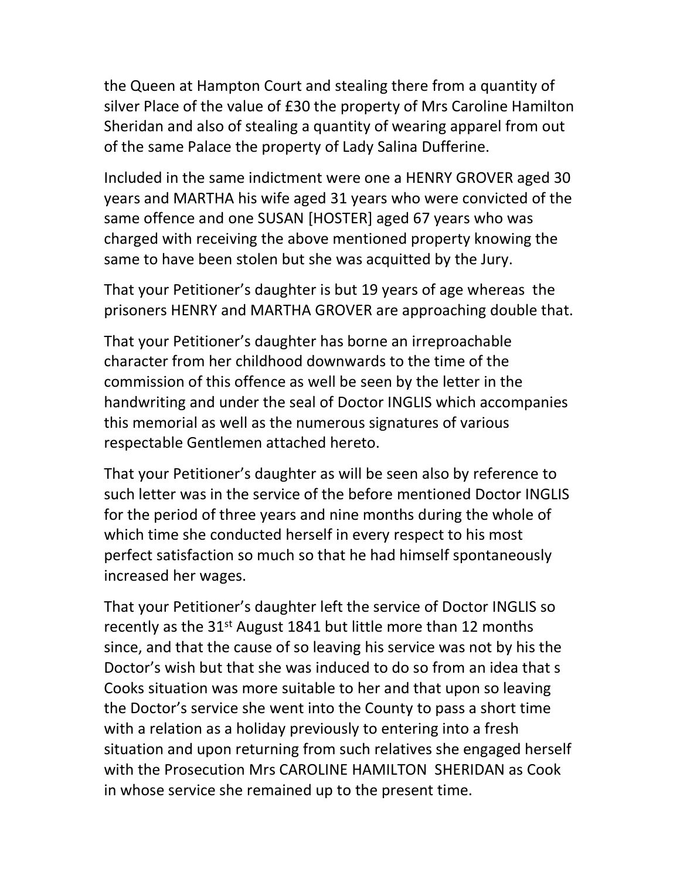the Queen at Hampton Court and stealing there from a quantity of silver Place of the value of £30 the property of Mrs Caroline Hamilton Sheridan and also of stealing a quantity of wearing apparel from out of the same Palace the property of Lady Salina Dufferine.

Included in the same indictment were one a HENRY GROVER aged 30 years and MARTHA his wife aged 31 years who were convicted of the same offence and one SUSAN [HOSTER] aged 67 years who was charged with receiving the above mentioned property knowing the same to have been stolen but she was acquitted by the Jury.

That your Petitioner's daughter is but 19 years of age whereas the prisoners HENRY and MARTHA GROVER are approaching double that.

That your Petitioner's daughter has borne an irreproachable character from her childhood downwards to the time of the commission of this offence as well be seen by the letter in the handwriting and under the seal of Doctor INGLIS which accompanies this memorial as well as the numerous signatures of various respectable Gentlemen attached hereto.

That your Petitioner's daughter as will be seen also by reference to such letter was in the service of the before mentioned Doctor INGLIS for the period of three years and nine months during the whole of which time she conducted herself in every respect to his most perfect satisfaction so much so that he had himself spontaneously increased her wages.

That your Petitioner's daughter left the service of Doctor INGLIS so recently as the 31st August 1841 but little more than 12 months since, and that the cause of so leaving his service was not by his the Doctor's wish but that she was induced to do so from an idea that s Cooks situation was more suitable to her and that upon so leaving the Doctor's service she went into the County to pass a short time with a relation as a holiday previously to entering into a fresh situation and upon returning from such relatives she engaged herself with the Prosecution Mrs CAROLINE HAMILTON SHERIDAN as Cook in whose service she remained up to the present time.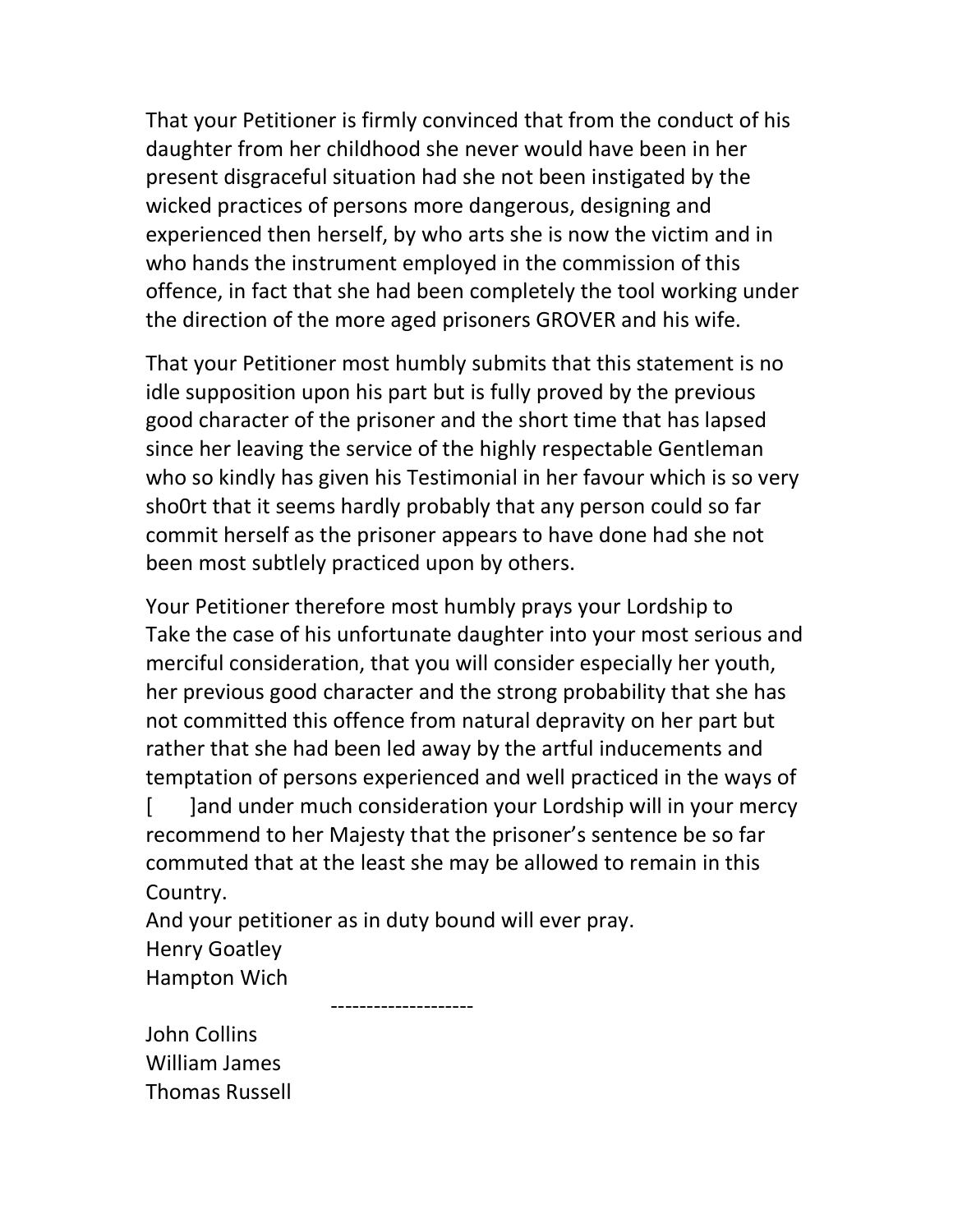That your Petitioner is firmly convinced that from the conduct of his daughter from her childhood she never would have been in her present disgraceful situation had she not been instigated by the wicked practices of persons more dangerous, designing and experienced then herself, by who arts she is now the victim and in who hands the instrument employed in the commission of this offence, in fact that she had been completely the tool working under the direction of the more aged prisoners GROVER and his wife.

That your Petitioner most humbly submits that this statement is no idle supposition upon his part but is fully proved by the previous good character of the prisoner and the short time that has lapsed since her leaving the service of the highly respectable Gentleman who so kindly has given his Testimonial in her favour which is so very sho0rt that it seems hardly probably that any person could so far commit herself as the prisoner appears to have done had she not been most subtlely practiced upon by others.

Your Petitioner therefore most humbly prays your Lordship to Take the case of his unfortunate daughter into your most serious and merciful consideration, that you will consider especially her youth, her previous good character and the strong probability that she has not committed this offence from natural depravity on her part but rather that she had been led away by the artful inducements and temptation of persons experienced and well practiced in the ways of [ ]and under much consideration your Lordship will in your mercy recommend to her Majesty that the prisoner's sentence be so far commuted that at the least she may be allowed to remain in this Country.

And your petitioner as in duty bound will ever pray.

Henry Goatley

Hampton Wich

--------------------

John Collins

William James

Thomas Russell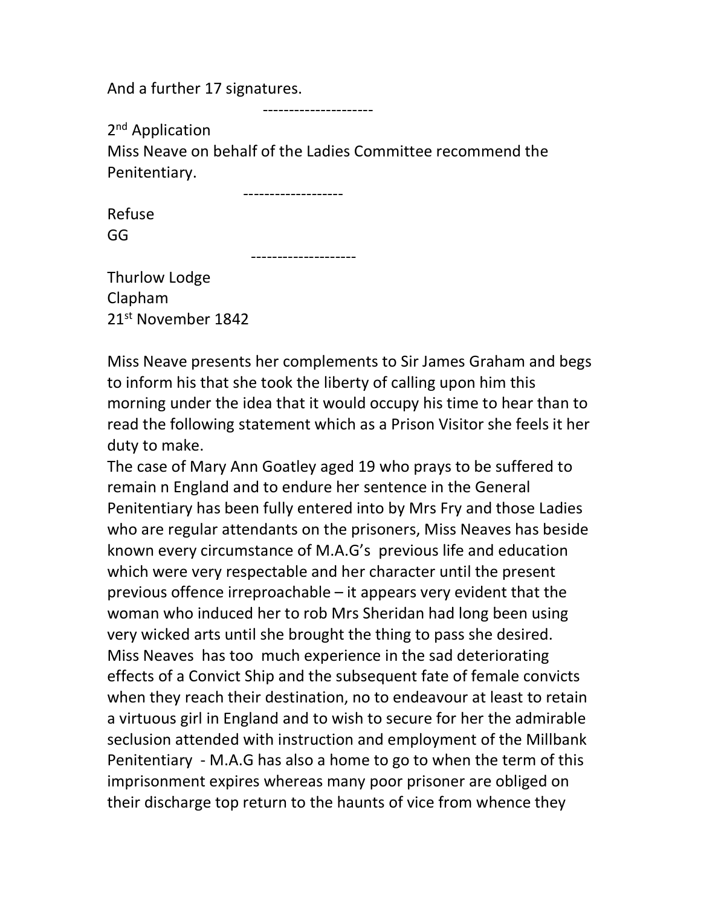And a further 17 signatures.

---------------------

2nd Application
Miss Neave on behalf of the Ladies Committee recommend the Penitentiary.

-------------------

Refuse
GG

--------------------

Thurlow Lodge
Clapham
21st November 1842

Miss Neave presents her complements to Sir James Graham and begs to inform his that she took the liberty of calling upon him this morning under the idea that it would occupy his time to hear than to read the following statement which as a Prison Visitor she feels it her duty to make.

The case of Mary Ann Goatley aged 19 who prays to be suffered to remain n England and to endure her sentence in the General Penitentiary has been fully entered into by Mrs Fry and those Ladies who are regular attendants on the prisoners, Miss Neaves has beside known every circumstance of M.A.G's previous life and education which were very respectable and her character until the present previous offence irreproachable – it appears very evident that the woman who induced her to rob Mrs Sheridan had long been using very wicked arts until she brought the thing to pass she desired. Miss Neaves has too much experience in the sad deteriorating effects of a Convict Ship and the subsequent fate of female convicts when they reach their destination, no to endeavour at least to retain a virtuous girl in England and to wish to secure for her the admirable seclusion attended with instruction and employment of the Millbank Penitentiary - M.A.G has also a home to go to when the term of this imprisonment expires whereas many poor prisoner are obliged on their discharge top return to the haunts of vice from whence they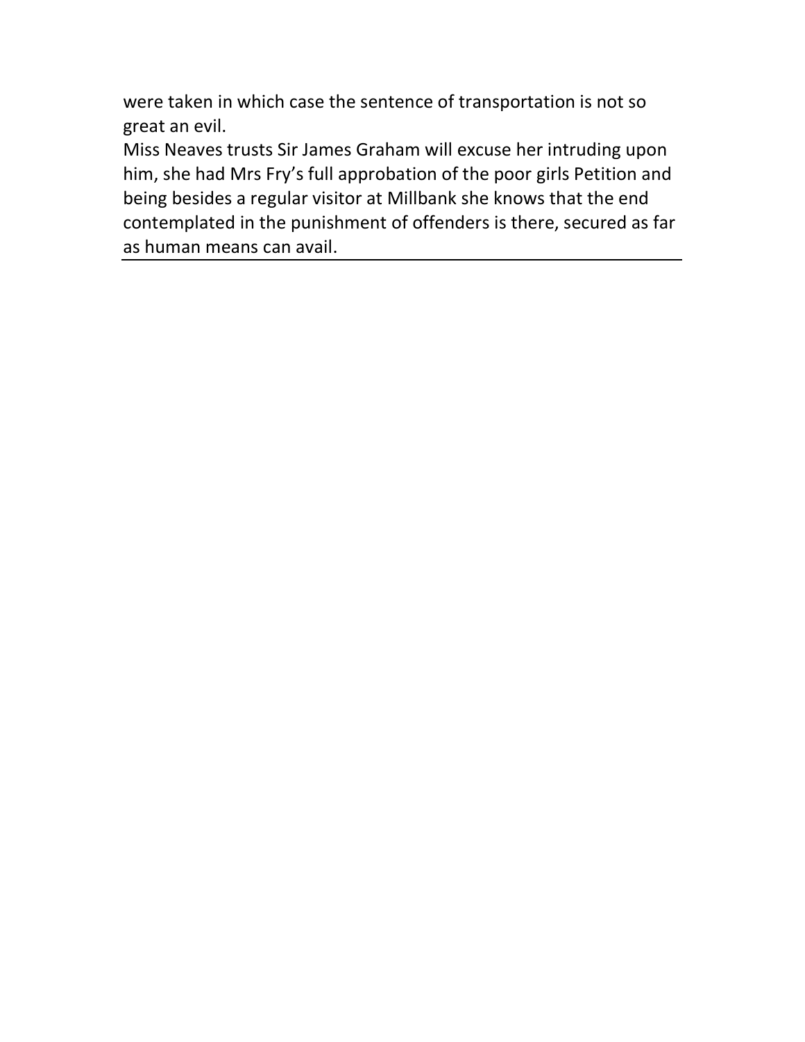were taken in which case the sentence of transportation is not so great an evil.

Miss Neaves trusts Sir James Graham will excuse her intruding upon him, she had Mrs Fry's full approbation of the poor girls Petition and being besides a regular visitor at Millbank she knows that the end contemplated in the punishment of offenders is there, secured as far as human means can avail.

---